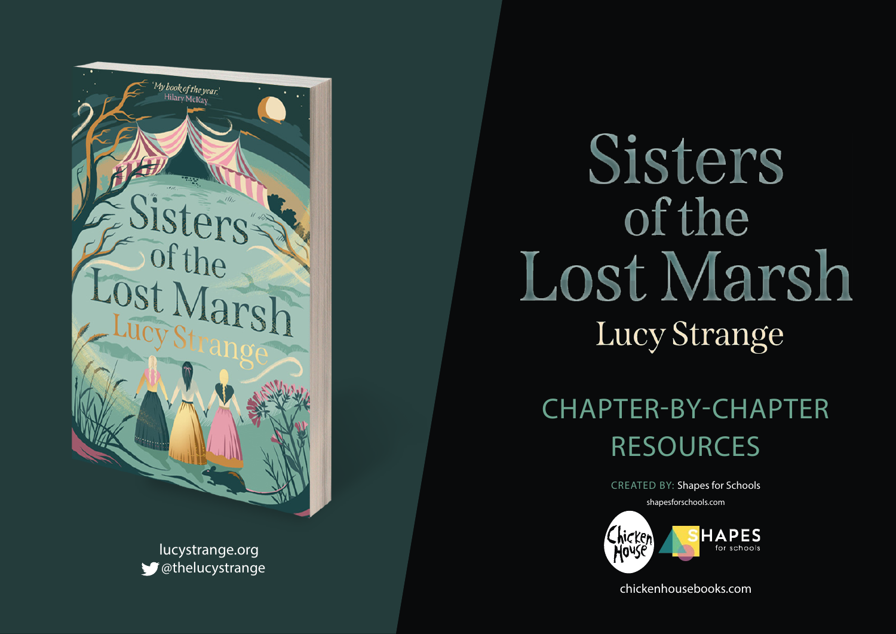# Sisters of the Lost Marsh

## Lucy Strange

## CHAPTER-BY-CHAPTER RESOURCES

CREATED BY: Shapes for Schools

shapesforschools.com

chickenhousebooks.com

lucystrange.org

@thelucystrange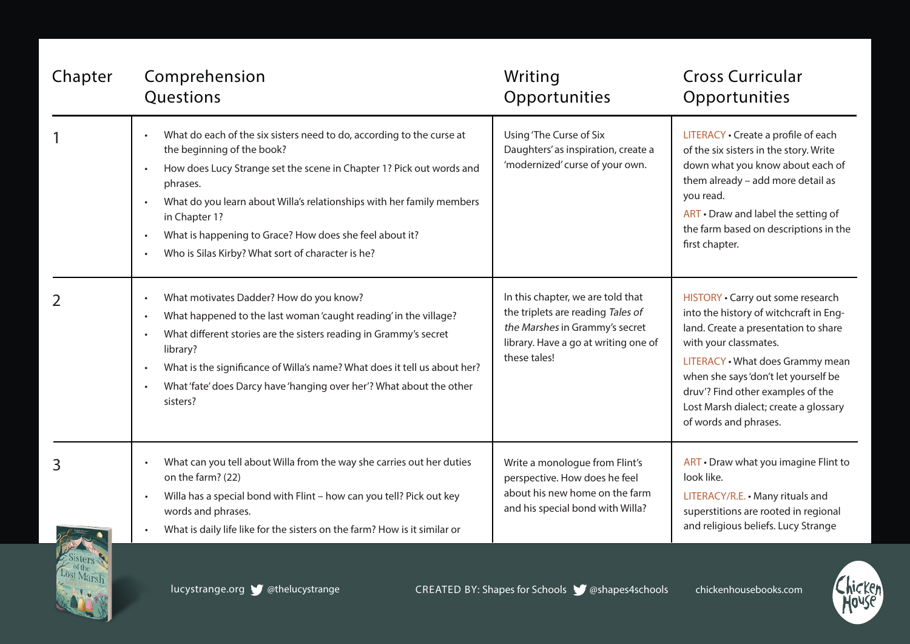| Chapter | Comprehension Questions | Writing Opportunities | Cross Curricular Opportunities |
|---|---|---|---|
| 1 | • What do each of the six sisters need to do, according to the curse at the beginning of the book?<br>• How does Lucy Strange set the scene in Chapter 1? Pick out words and phrases.<br>• What do you learn about Willa's relationships with her family members in Chapter 1?<br>• What is happening to Grace? How does she feel about it?<br>• Who is Silas Kirby? What sort of character is he? | Using 'The Curse of Six Daughters' as inspiration, create a 'modernized' curse of your own. | LITERACY • Create a profile of each of the six sisters in the story. Write down what you know about each of them already – add more detail as you read.<br>ART • Draw and label the setting of the farm based on descriptions in the first chapter. |
| 2 | • What motivates Dadder? How do you know?<br>• What happened to the last woman 'caught reading' in the village?<br>• What different stories are the sisters reading in Grammy's secret library?<br>• What is the significance of Willa's name? What does it tell us about her?<br>• What 'fate' does Darcy have 'hanging over her'? What about the other sisters? | In this chapter, we are told that the triplets are reading *Tales of the Marshes* in Grammy's secret library. Have a go at writing one of these tales! | HISTORY • Carry out some research into the history of witchcraft in England. Create a presentation to share with your classmates.<br>LITERACY • What does Grammy mean when she says 'don't let yourself be druv'? Find other examples of the Lost Marsh dialect; create a glossary of words and phrases. |
| 3 | • What can you tell about Willa from the way she carries out her duties on the farm? (22)<br>• Willa has a special bond with Flint – how can you tell? Pick out key words and phrases.<br>• What is daily life like for the sisters on the farm? How is it similar or | Write a monologue from Flint's perspective. How does he feel about his new home on the farm and his special bond with Willa? | ART • Draw what you imagine Flint to look like.<br>LITERACY/R.E. • Many rituals and superstitions are rooted in regional and religious beliefs. Lucy Strange |

lucystrange.org @thelucystrange

CREATED BY: Shapes for Schools @shapes4schools

chickenhousebooks.com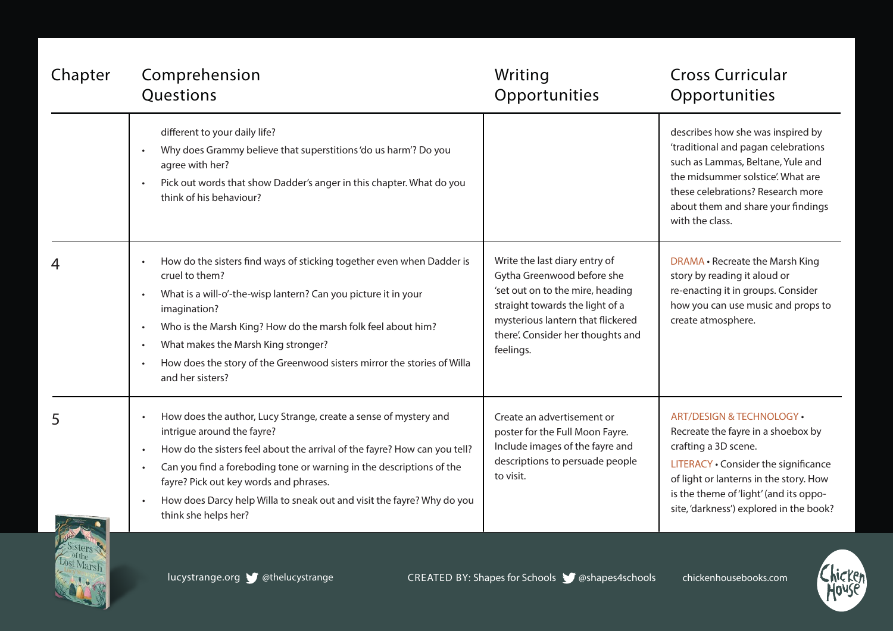| Chapter | Comprehension Questions | Writing Opportunities | Cross Curricular Opportunities |
|---|---|---|---|
| | different to your daily life?<br>• Why does Grammy believe that superstitions 'do us harm'? Do you agree with her?<br>• Pick out words that show Dadder's anger in this chapter. What do you think of his behaviour? | | describes how she was inspired by 'traditional and pagan celebrations such as Lammas, Beltane, Yule and the midsummer solstice'. What are these celebrations? Research more about them and share your findings with the class. |
| 4 | • How do the sisters find ways of sticking together even when Dadder is cruel to them?<br>• What is a will-o'-the-wisp lantern? Can you picture it in your imagination?<br>• Who is the Marsh King? How do the marsh folk feel about him?<br>• What makes the Marsh King stronger?<br>• How does the story of the Greenwood sisters mirror the stories of Willa and her sisters? | Write the last diary entry of Gytha Greenwood before she 'set out on to the mire, heading straight towards the light of a mysterious lantern that flickered there'. Consider her thoughts and feelings. | DRAMA • Recreate the Marsh King story by reading it aloud or re-enacting it in groups. Consider how you can use music and props to create atmosphere. |
| 5 | • How does the author, Lucy Strange, create a sense of mystery and intrigue around the fayre?<br>• How do the sisters feel about the arrival of the fayre? How can you tell?<br>• Can you find a foreboding tone or warning in the descriptions of the fayre? Pick out key words and phrases.<br>• How does Darcy help Willa to sneak out and visit the fayre? Why do you think she helps her? | Create an advertisement or poster for the Full Moon Fayre. Include images of the fayre and descriptions to persuade people to visit. | ART/DESIGN & TECHNOLOGY • Recreate the fayre in a shoebox by crafting a 3D scene.<br>LITERACY • Consider the significance of light or lanterns in the story. How is the theme of 'light' (and its opposite, 'darkness') explored in the book? |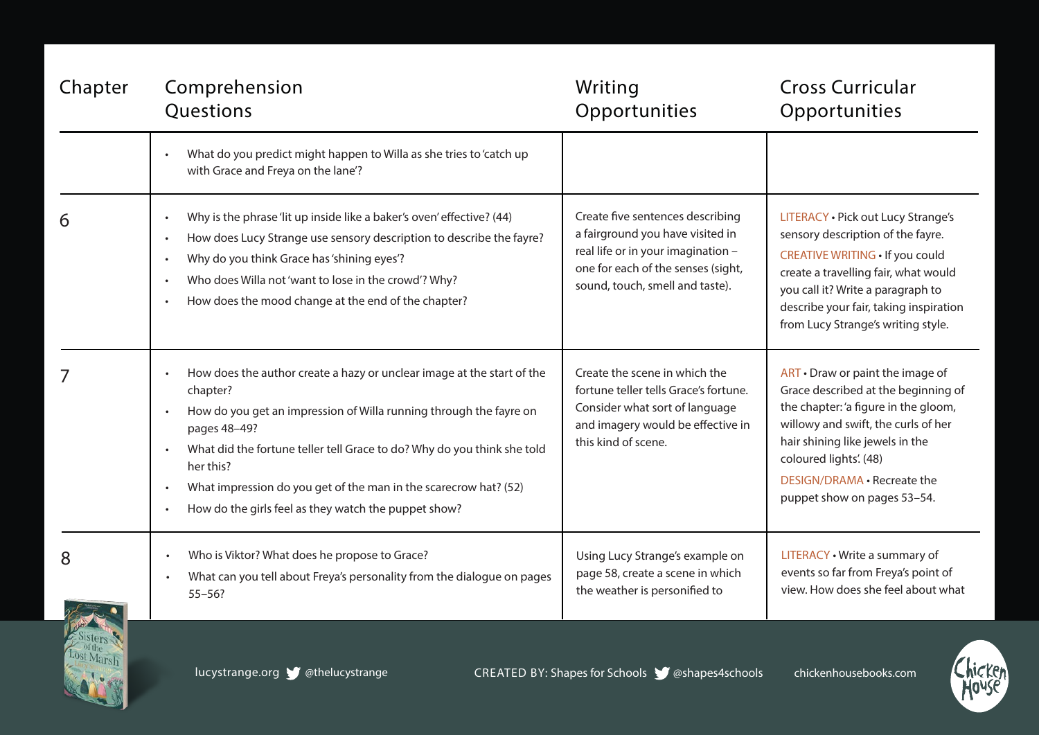| Chapter | Comprehension Questions | Writing Opportunities | Cross Curricular Opportunities |
|---|---|---|---|
| | • What do you predict might happen to Willa as she tries to 'catch up with Grace and Freya on the lane'? | | |
| 6 | • Why is the phrase 'lit up inside like a baker's oven' effective? (44)<br>• How does Lucy Strange use sensory description to describe the fayre?<br>• Why do you think Grace has 'shining eyes'?<br>• Who does Willa not 'want to lose in the crowd'? Why?<br>• How does the mood change at the end of the chapter? | Create five sentences describing a fairground you have visited in real life or in your imagination – one for each of the senses (sight, sound, touch, smell and taste). | LITERACY • Pick out Lucy Strange's sensory description of the fayre.<br>CREATIVE WRITING • If you could create a travelling fair, what would you call it? Write a paragraph to describe your fair, taking inspiration from Lucy Strange's writing style. |
| 7 | • How does the author create a hazy or unclear image at the start of the chapter?<br>• How do you get an impression of Willa running through the fayre on pages 48–49?<br>• What did the fortune teller tell Grace to do? Why do you think she told her this?<br>• What impression do you get of the man in the scarecrow hat? (52)<br>• How do the girls feel as they watch the puppet show? | Create the scene in which the fortune teller tells Grace's fortune. Consider what sort of language and imagery would be effective in this kind of scene. | ART • Draw or paint the image of Grace described at the beginning of the chapter: 'a figure in the gloom, willowy and swift, the curls of her hair shining like jewels in the coloured lights'. (48)<br>DESIGN/DRAMA • Recreate the puppet show on pages 53–54. |
| 8 | • Who is Viktor? What does he propose to Grace?<br>• What can you tell about Freya's personality from the dialogue on pages 55–56? | Using Lucy Strange's example on page 58, create a scene in which the weather is personified to | LITERACY • Write a summary of events so far from Freya's point of view. How does she feel about what |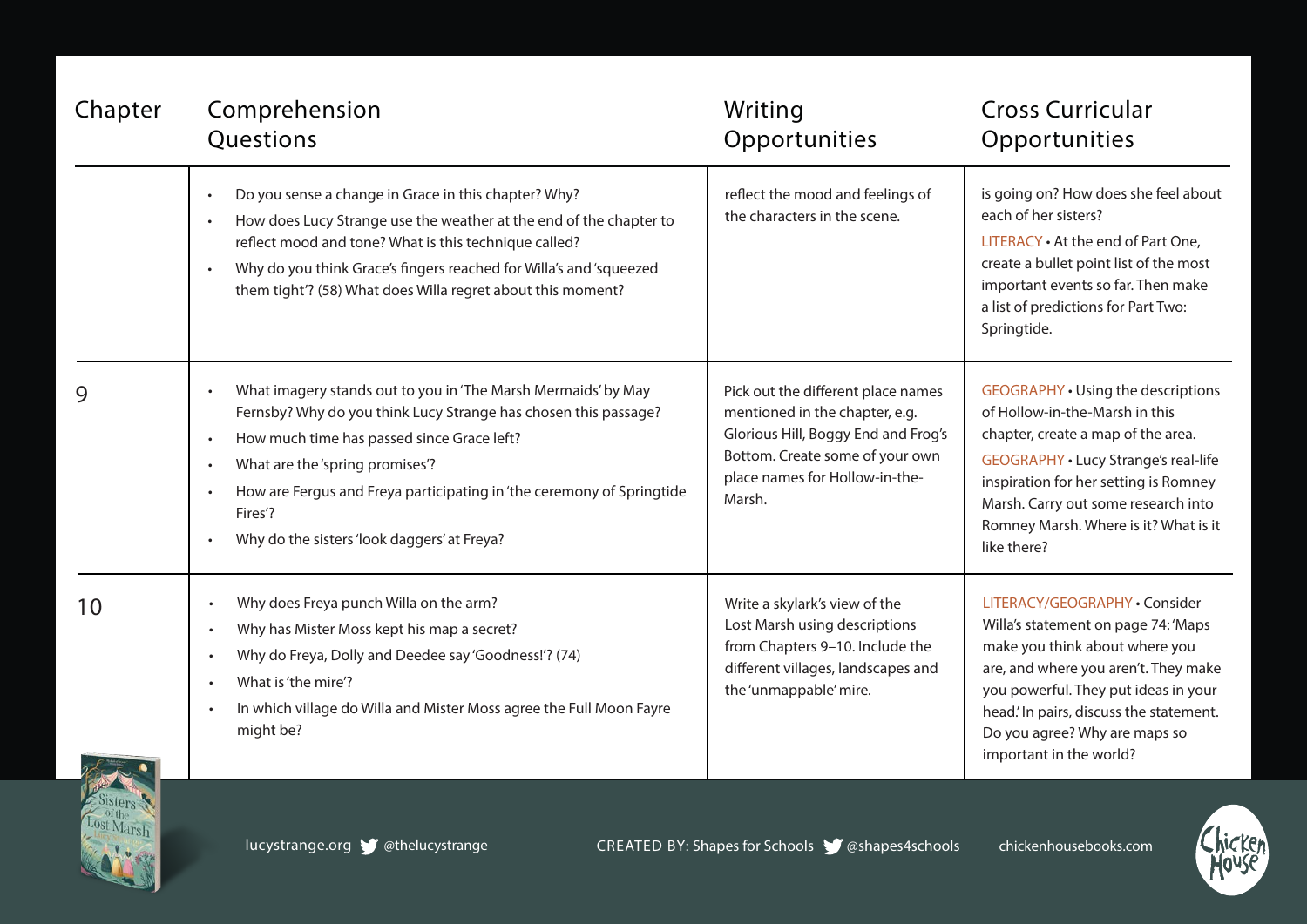| Chapter | Comprehension Questions | Writing Opportunities | Cross Curricular Opportunities |
|---|---|---|---|
| | • Do you sense a change in Grace in this chapter? Why?<br>• How does Lucy Strange use the weather at the end of the chapter to reflect mood and tone? What is this technique called?<br>• Why do you think Grace's fingers reached for Willa's and 'squeezed them tight'? (58) What does Willa regret about this moment? | reflect the mood and feelings of the characters in the scene. | is going on? How does she feel about each of her sisters?<br>LITERACY • At the end of Part One, create a bullet point list of the most important events so far. Then make a list of predictions for Part Two: Springtide. |
| 9 | • What imagery stands out to you in 'The Marsh Mermaids' by May Fernsby? Why do you think Lucy Strange has chosen this passage?<br>• How much time has passed since Grace left?<br>• What are the 'spring promises'?<br>• How are Fergus and Freya participating in 'the ceremony of Springtide Fires'?<br>• Why do the sisters 'look daggers' at Freya? | Pick out the different place names mentioned in the chapter, e.g. Glorious Hill, Boggy End and Frog's Bottom. Create some of your own place names for Hollow-in-the-Marsh. | GEOGRAPHY • Using the descriptions of Hollow-in-the-Marsh in this chapter, create a map of the area.<br>GEOGRAPHY • Lucy Strange's real-life inspiration for her setting is Romney Marsh. Carry out some research into Romney Marsh. Where is it? What is it like there? |
| 10 | • Why does Freya punch Willa on the arm?<br>• Why has Mister Moss kept his map a secret?<br>• Why do Freya, Dolly and Deedee say 'Goodness!'? (74)<br>• What is 'the mire'?<br>• In which village do Willa and Mister Moss agree the Full Moon Fayre might be? | Write a skylark's view of the Lost Marsh using descriptions from Chapters 9–10. Include the different villages, landscapes and the 'unmappable' mire. | LITERACY/GEOGRAPHY • Consider Willa's statement on page 74: 'Maps make you think about where you are, and where you aren't. They make you powerful. They put ideas in your head.' In pairs, discuss the statement. Do you agree? Why are maps so important in the world? |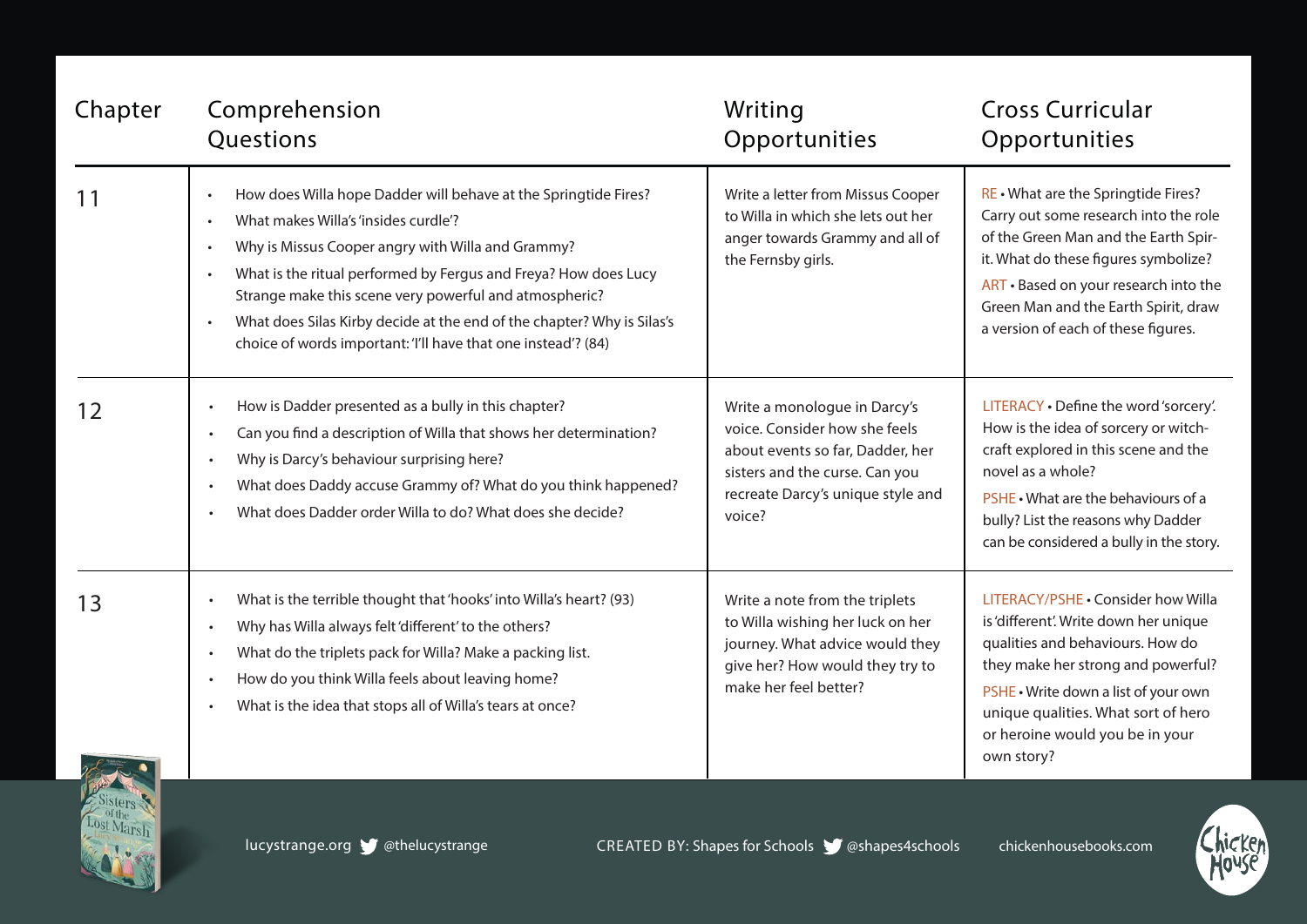| Chapter | Comprehension Questions | Writing Opportunities | Cross Curricular Opportunities |
|---|---|---|---|
| 11 | • How does Willa hope Dadder will behave at the Springtide Fires?<br>• What makes Willa's 'insides curdle'?<br>• Why is Missus Cooper angry with Willa and Grammy?<br>• What is the ritual performed by Fergus and Freya? How does Lucy Strange make this scene very powerful and atmospheric?<br>• What does Silas Kirby decide at the end of the chapter? Why is Silas's choice of words important: 'I'll have that one instead'? (84) | Write a letter from Missus Cooper to Willa in which she lets out her anger towards Grammy and all of the Fernsby girls. | RE • What are the Springtide Fires? Carry out some research into the role of the Green Man and the Earth Spirit. What do these figures symbolize?<br>ART • Based on your research into the Green Man and the Earth Spirit, draw a version of each of these figures. |
| 12 | • How is Dadder presented as a bully in this chapter?<br>• Can you find a description of Willa that shows her determination?<br>• Why is Darcy's behaviour surprising here?<br>• What does Daddy accuse Grammy of? What do you think happened?<br>• What does Dadder order Willa to do? What does she decide? | Write a monologue in Darcy's voice. Consider how she feels about events so far, Dadder, her sisters and the curse. Can you recreate Darcy's unique style and voice? | LITERACY • Define the word 'sorcery'. How is the idea of sorcery or witchcraft explored in this scene and the novel as a whole?<br>PSHE • What are the behaviours of a bully? List the reasons why Dadder can be considered a bully in the story. |
| 13 | • What is the terrible thought that 'hooks' into Willa's heart? (93)<br>• Why has Willa always felt 'different' to the others?<br>• What do the triplets pack for Willa? Make a packing list.<br>• How do you think Willa feels about leaving home?<br>• What is the idea that stops all of Willa's tears at once? | Write a note from the triplets to Willa wishing her luck on her journey. What advice would they give her? How would they try to make her feel better? | LITERACY/PSHE • Consider how Willa is 'different'. Write down her unique qualities and behaviours. How do they make her strong and powerful?<br>PSHE • Write down a list of your own unique qualities. What sort of hero or heroine would you be in your own story? |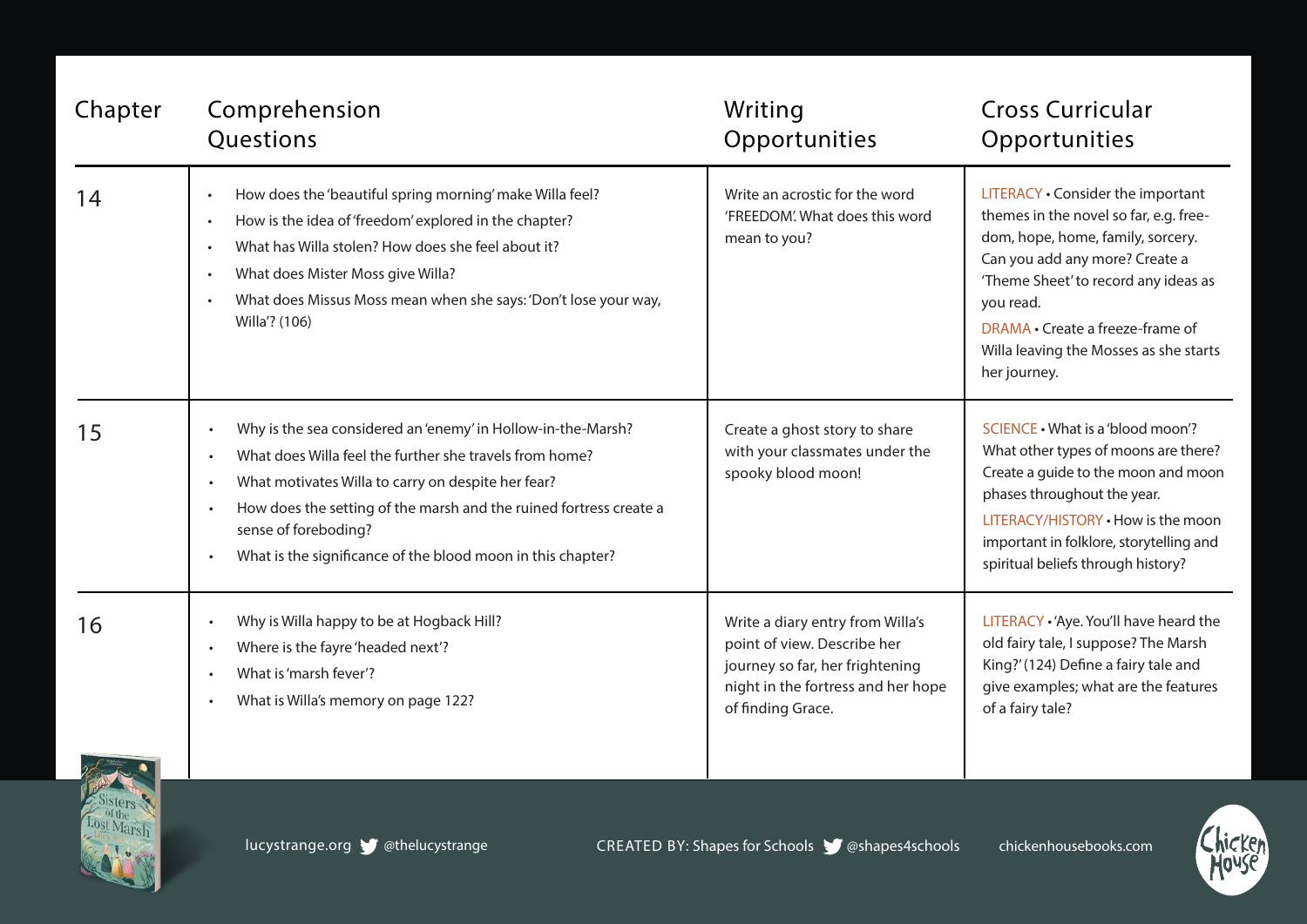| Chapter | Comprehension Questions | Writing Opportunities | Cross Curricular Opportunities |
|---|---|---|---|
| 14 | • How does the 'beautiful spring morning' make Willa feel?<br>• How is the idea of 'freedom' explored in the chapter?<br>• What has Willa stolen? How does she feel about it?<br>• What does Mister Moss give Willa?<br>• What does Missus Moss mean when she says: 'Don't lose your way, Willa'? (106) | Write an acrostic for the word 'FREEDOM'. What does this word mean to you? | LITERACY • Consider the important themes in the novel so far, e.g. freedom, hope, home, family, sorcery. Can you add any more? Create a 'Theme Sheet' to record any ideas as you read.<br>DRAMA • Create a freeze-frame of Willa leaving the Mosses as she starts her journey. |
| 15 | • Why is the sea considered an 'enemy' in Hollow-in-the-Marsh?<br>• What does Willa feel the further she travels from home?<br>• What motivates Willa to carry on despite her fear?<br>• How does the setting of the marsh and the ruined fortress create a sense of foreboding?<br>• What is the significance of the blood moon in this chapter? | Create a ghost story to share with your classmates under the spooky blood moon! | SCIENCE • What is a 'blood moon'? What other types of moons are there? Create a guide to the moon and moon phases throughout the year.<br>LITERACY/HISTORY • How is the moon important in folklore, storytelling and spiritual beliefs through history? |
| 16 | • Why is Willa happy to be at Hogback Hill?<br>• Where is the fayre 'headed next'?<br>• What is 'marsh fever'?<br>• What is Willa's memory on page 122? | Write a diary entry from Willa's point of view. Describe her journey so far, her frightening night in the fortress and her hope of finding Grace. | LITERACY • 'Aye. You'll have heard the old fairy tale, I suppose? The Marsh King?' (124) Define a fairy tale and give examples; what are the features of a fairy tale? |

lucystrange.org @thelucystrange CREATED BY: Shapes for Schools @shapes4schools chickenhousebooks.com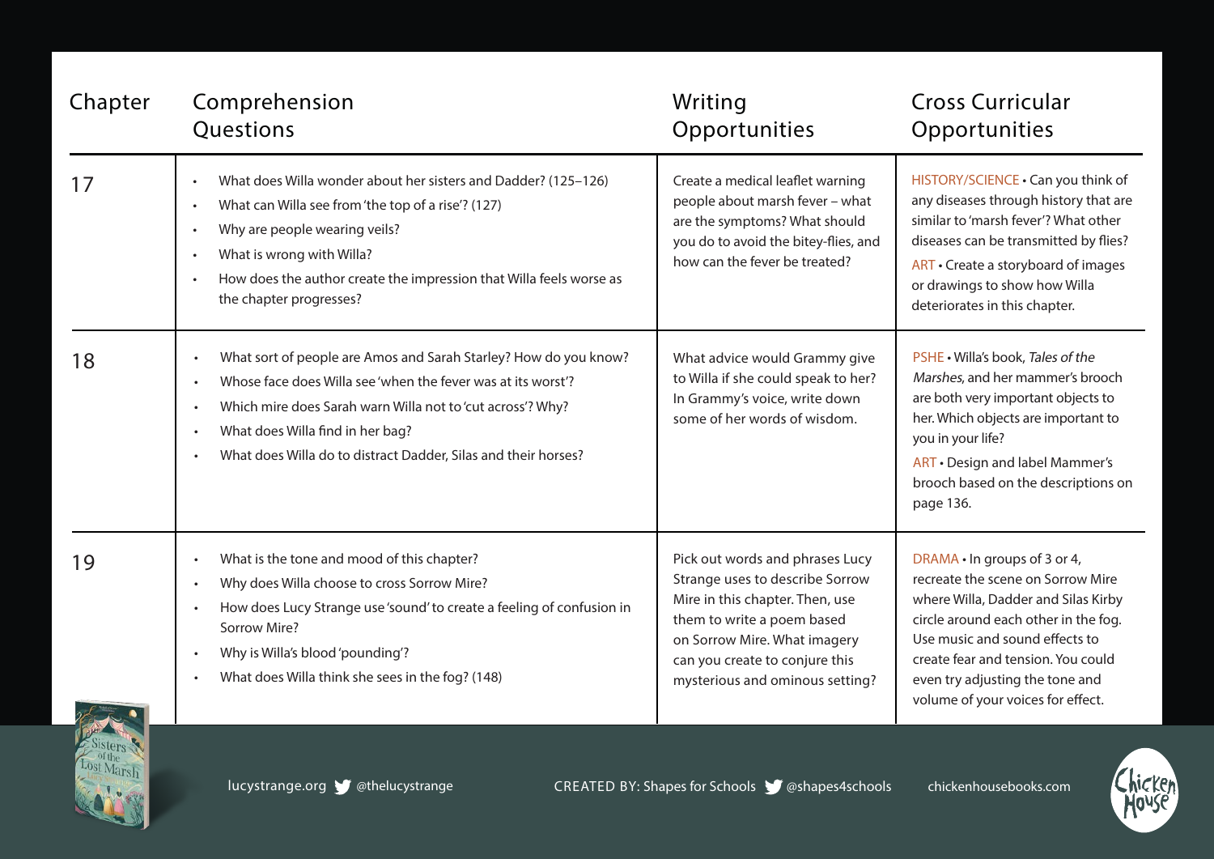| Chapter | Comprehension Questions | Writing Opportunities | Cross Curricular Opportunities |
|---|---|---|---|
| 17 | • What does Willa wonder about her sisters and Dadder? (125–126)<br>• What can Willa see from 'the top of a rise'? (127)<br>• Why are people wearing veils?<br>• What is wrong with Willa?<br>• How does the author create the impression that Willa feels worse as the chapter progresses? | Create a medical leaflet warning people about marsh fever – what are the symptoms? What should you do to avoid the bitey-flies, and how can the fever be treated? | HISTORY/SCIENCE • Can you think of any diseases through history that are similar to 'marsh fever'? What other diseases can be transmitted by flies?<br>ART • Create a storyboard of images or drawings to show how Willa deteriorates in this chapter. |
| 18 | • What sort of people are Amos and Sarah Starley? How do you know?<br>• Whose face does Willa see 'when the fever was at its worst'?<br>• Which mire does Sarah warn Willa not to 'cut across'? Why?<br>• What does Willa find in her bag?<br>• What does Willa do to distract Dadder, Silas and their horses? | What advice would Grammy give to Willa if she could speak to her? In Grammy's voice, write down some of her words of wisdom. | PSHE • Willa's book, *Tales of the Marshes*, and her mammer's brooch are both very important objects to her. Which objects are important to you in your life?<br>ART • Design and label Mammer's brooch based on the descriptions on page 136. |
| 19 | • What is the tone and mood of this chapter?<br>• Why does Willa choose to cross Sorrow Mire?<br>• How does Lucy Strange use 'sound' to create a feeling of confusion in Sorrow Mire?<br>• Why is Willa's blood 'pounding'?<br>• What does Willa think she sees in the fog? (148) | Pick out words and phrases Lucy Strange uses to describe Sorrow Mire in this chapter. Then, use them to write a poem based on Sorrow Mire. What imagery can you create to conjure this mysterious and ominous setting? | DRAMA • In groups of 3 or 4, recreate the scene on Sorrow Mire where Willa, Dadder and Silas Kirby circle around each other in the fog. Use music and sound effects to create fear and tension. You could even try adjusting the tone and volume of your voices for effect. |

lucystrange.org @thelucystrange CREATED BY: Shapes for Schools @shapes4schools chickenhousebooks.com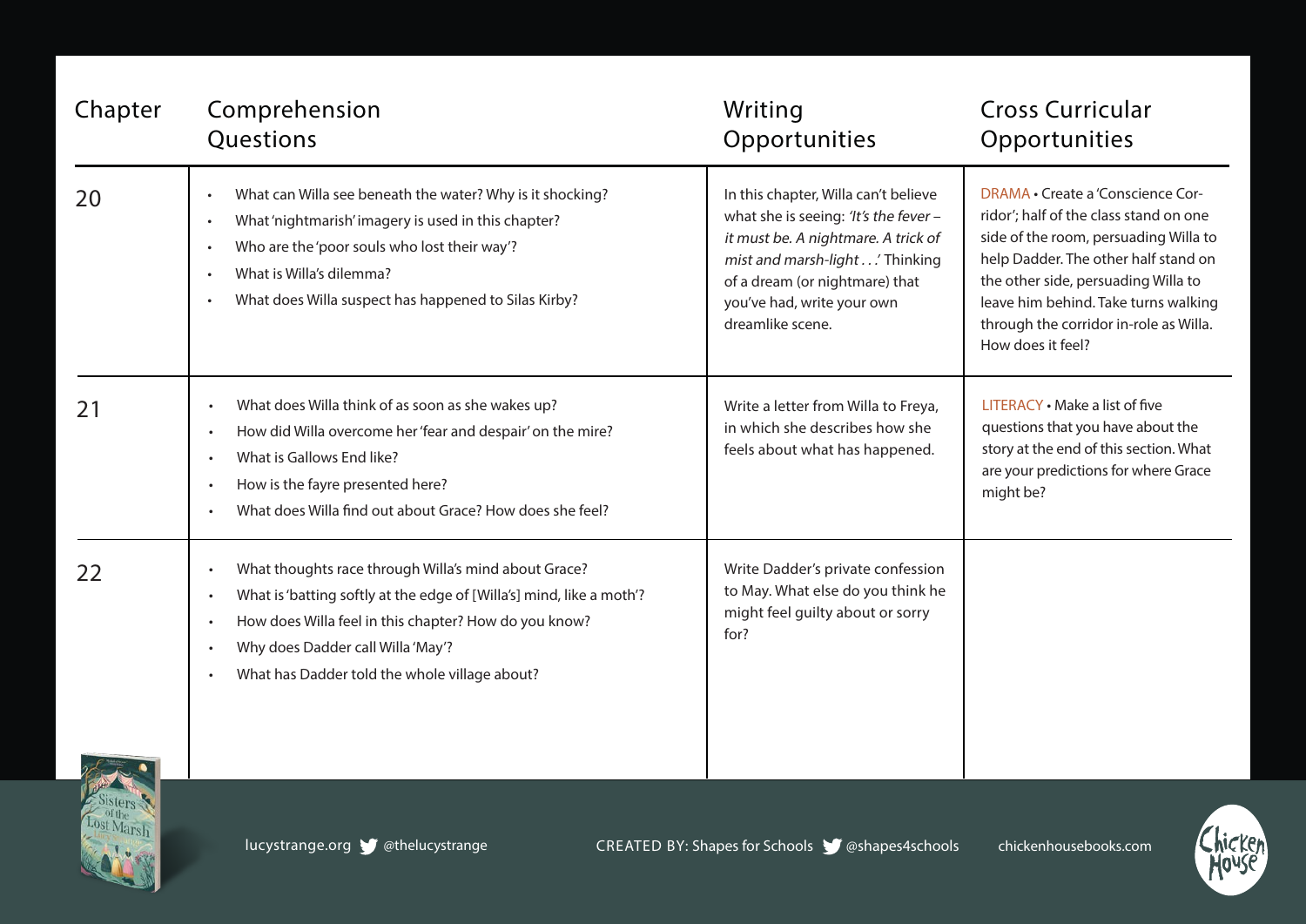| Chapter | Comprehension Questions | Writing Opportunities | Cross Curricular Opportunities |
|---|---|---|---|
| 20 | • What can Willa see beneath the water? Why is it shocking?<br>• What 'nightmarish' imagery is used in this chapter?<br>• Who are the 'poor souls who lost their way'?<br>• What is Willa's dilemma?<br>• What does Willa suspect has happened to Silas Kirby? | In this chapter, Willa can't believe what she is seeing: *'It's the fever – it must be. A nightmare. A trick of mist and marsh-light . . .'* Thinking of a dream (or nightmare) that you've had, write your own dreamlike scene. | DRAMA • Create a 'Conscience Corridor'; half of the class stand on one side of the room, persuading Willa to help Dadder. The other half stand on the other side, persuading Willa to leave him behind. Take turns walking through the corridor in-role as Willa. How does it feel? |
| 21 | • What does Willa think of as soon as she wakes up?<br>• How did Willa overcome her 'fear and despair' on the mire?<br>• What is Gallows End like?<br>• How is the fayre presented here?<br>• What does Willa find out about Grace? How does she feel? | Write a letter from Willa to Freya, in which she describes how she feels about what has happened. | LITERACY • Make a list of five questions that you have about the story at the end of this section. What are your predictions for where Grace might be? |
| 22 | • What thoughts race through Willa's mind about Grace?<br>• What is 'batting softly at the edge of [Willa's] mind, like a moth'?<br>• How does Willa feel in this chapter? How do you know?<br>• Why does Dadder call Willa 'May'?<br>• What has Dadder told the whole village about? | Write Dadder's private confession to May. What else do you think he might feel guilty about or sorry for? | |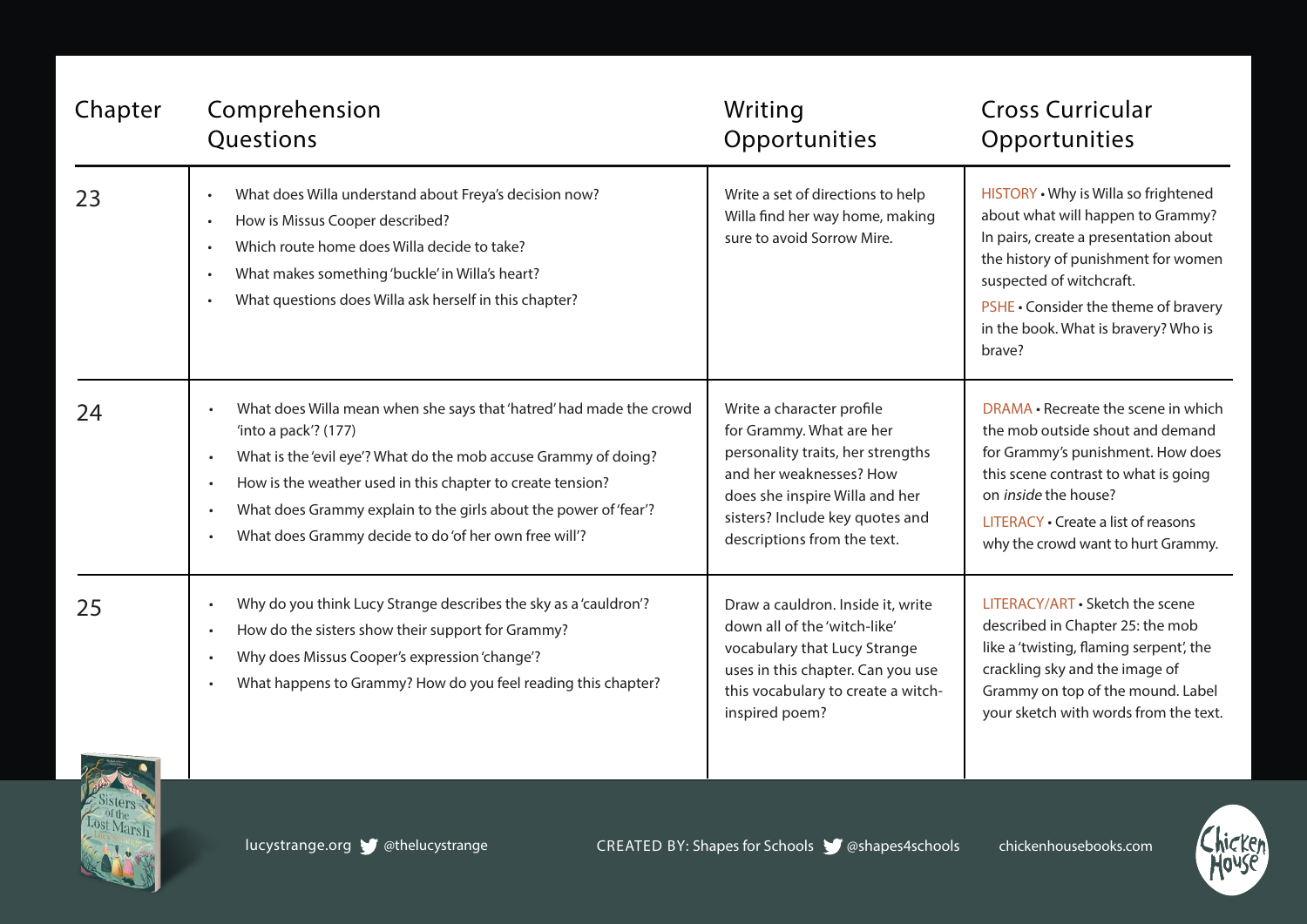| Chapter | Comprehension Questions | Writing Opportunities | Cross Curricular Opportunities |
|---|---|---|---|
| 23 | • What does Willa understand about Freya's decision now?<br>• How is Missus Cooper described?<br>• Which route home does Willa decide to take?<br>• What makes something 'buckle' in Willa's heart?<br>• What questions does Willa ask herself in this chapter? | Write a set of directions to help Willa find her way home, making sure to avoid Sorrow Mire. | HISTORY • Why is Willa so frightened about what will happen to Grammy? In pairs, create a presentation about the history of punishment for women suspected of witchcraft.<br>PSHE • Consider the theme of bravery in the book. What is bravery? Who is brave? |
| 24 | • What does Willa mean when she says that 'hatred' had made the crowd 'into a pack'? (177)<br>• What is the 'evil eye'? What do the mob accuse Grammy of doing?<br>• How is the weather used in this chapter to create tension?<br>• What does Grammy explain to the girls about the power of 'fear'?<br>• What does Grammy decide to do 'of her own free will'? | Write a character profile for Grammy. What are her personality traits, her strengths and her weaknesses? How does she inspire Willa and her sisters? Include key quotes and descriptions from the text. | DRAMA • Recreate the scene in which the mob outside shout and demand for Grammy's punishment. How does this scene contrast to what is going on *inside* the house?<br>LITERACY • Create a list of reasons why the crowd want to hurt Grammy. |
| 25 | • Why do you think Lucy Strange describes the sky as a 'cauldron'?<br>• How do the sisters show their support for Grammy?<br>• Why does Missus Cooper's expression 'change'?<br>• What happens to Grammy? How do you feel reading this chapter? | Draw a cauldron. Inside it, write down all of the 'witch-like' vocabulary that Lucy Strange uses in this chapter. Can you use this vocabulary to create a witch-inspired poem? | LITERACY/ART • Sketch the scene described in Chapter 25: the mob like a 'twisting, flaming serpent', the crackling sky and the image of Grammy on top of the mound. Label your sketch with words from the text. |

lucystrange.org @thelucystrange CREATED BY: Shapes for Schools @shapes4schools chickenhousebooks.com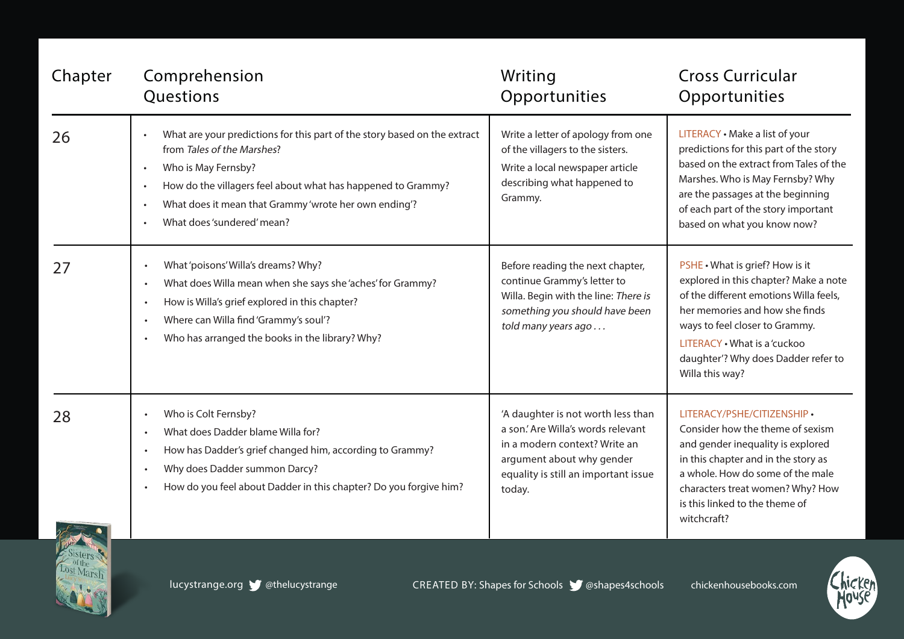| Chapter | Comprehension Questions | Writing Opportunities | Cross Curricular Opportunities |
|---|---|---|---|
| 26 | • What are your predictions for this part of the story based on the extract from *Tales of the Marshes*?<br>• Who is May Fernsby?<br>• How do the villagers feel about what has happened to Grammy?<br>• What does it mean that Grammy 'wrote her own ending'?<br>• What does 'sundered' mean? | Write a letter of apology from one of the villagers to the sisters.<br>Write a local newspaper article describing what happened to Grammy. | LITERACY • Make a list of your predictions for this part of the story based on the extract from Tales of the Marshes. Who is May Fernsby? Why are the passages at the beginning of each part of the story important based on what you know now? |
| 27 | • What 'poisons' Willa's dreams? Why?<br>• What does Willa mean when she says she 'aches' for Grammy?<br>• How is Willa's grief explored in this chapter?<br>• Where can Willa find 'Grammy's soul'?<br>• Who has arranged the books in the library? Why? | Before reading the next chapter, continue Grammy's letter to Willa. Begin with the line: *There is something you should have been told many years ago . . .* | PSHE • What is grief? How is it explored in this chapter? Make a note of the different emotions Willa feels, her memories and how she finds ways to feel closer to Grammy.<br>LITERACY • What is a 'cuckoo daughter'? Why does Dadder refer to Willa this way? |
| 28 | • Who is Colt Fernsby?<br>• What does Dadder blame Willa for?<br>• How has Dadder's grief changed him, according to Grammy?<br>• Why does Dadder summon Darcy?<br>• How do you feel about Dadder in this chapter? Do you forgive him? | 'A daughter is not worth less than a son.' Are Willa's words relevant in a modern context? Write an argument about why gender equality is still an important issue today. | LITERACY/PSHE/CITIZENSHIP • Consider how the theme of sexism and gender inequality is explored in this chapter and in the story as a whole. How do some of the male characters treat women? Why? How is this linked to the theme of witchcraft? |

lucystrange.org @thelucystrange CREATED BY: Shapes for Schools @shapes4schools chickenhousebooks.com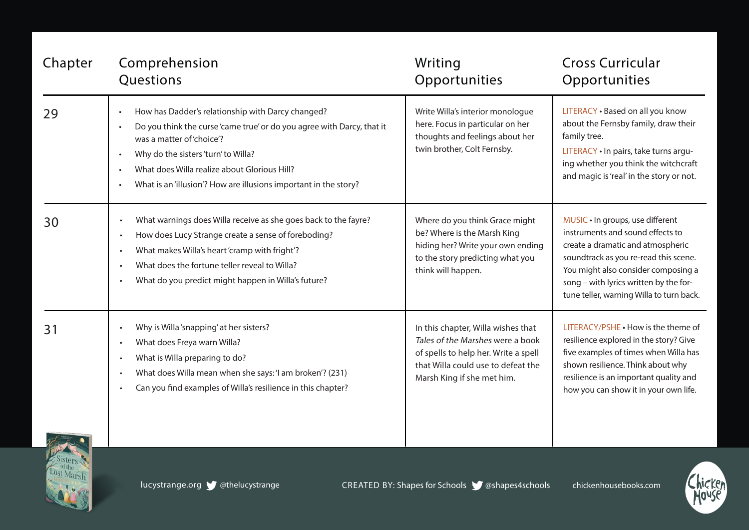| Chapter | Comprehension Questions | Writing Opportunities | Cross Curricular Opportunities |
|---|---|---|---|
| 29 | • How has Dadder's relationship with Darcy changed?<br>• Do you think the curse 'came true' or do you agree with Darcy, that it was a matter of 'choice'?<br>• Why do the sisters 'turn' to Willa?<br>• What does Willa realize about Glorious Hill?<br>• What is an 'illusion'? How are illusions important in the story? | Write Willa's interior monologue here. Focus in particular on her thoughts and feelings about her twin brother, Colt Fernsby. | LITERACY • Based on all you know about the Fernsby family, draw their family tree.<br>LITERACY • In pairs, take turns arguing whether you think the witchcraft and magic is 'real' in the story or not. |
| 30 | • What warnings does Willa receive as she goes back to the fayre?<br>• How does Lucy Strange create a sense of foreboding?<br>• What makes Willa's heart 'cramp with fright'?<br>• What does the fortune teller reveal to Willa?<br>• What do you predict might happen in Willa's future? | Where do you think Grace might be? Where is the Marsh King hiding her? Write your own ending to the story predicting what you think will happen. | MUSIC • In groups, use different instruments and sound effects to create a dramatic and atmospheric soundtrack as you re-read this scene. You might also consider composing a song – with lyrics written by the fortune teller, warning Willa to turn back. |
| 31 | • Why is Willa 'snapping' at her sisters?<br>• What does Freya warn Willa?<br>• What is Willa preparing to do?<br>• What does Willa mean when she says: 'I am broken'? (231)<br>• Can you find examples of Willa's resilience in this chapter? | In this chapter, Willa wishes that *Tales of the Marshes* were a book of spells to help her. Write a spell that Willa could use to defeat the Marsh King if she met him. | LITERACY/PSHE • How is the theme of resilience explored in the story? Give five examples of times when Willa has shown resilience. Think about why resilience is an important quality and how you can show it in your own life. |

lucystrange.org @thelucystrange CREATED BY: Shapes for Schools @shapes4schools chickenhousebooks.com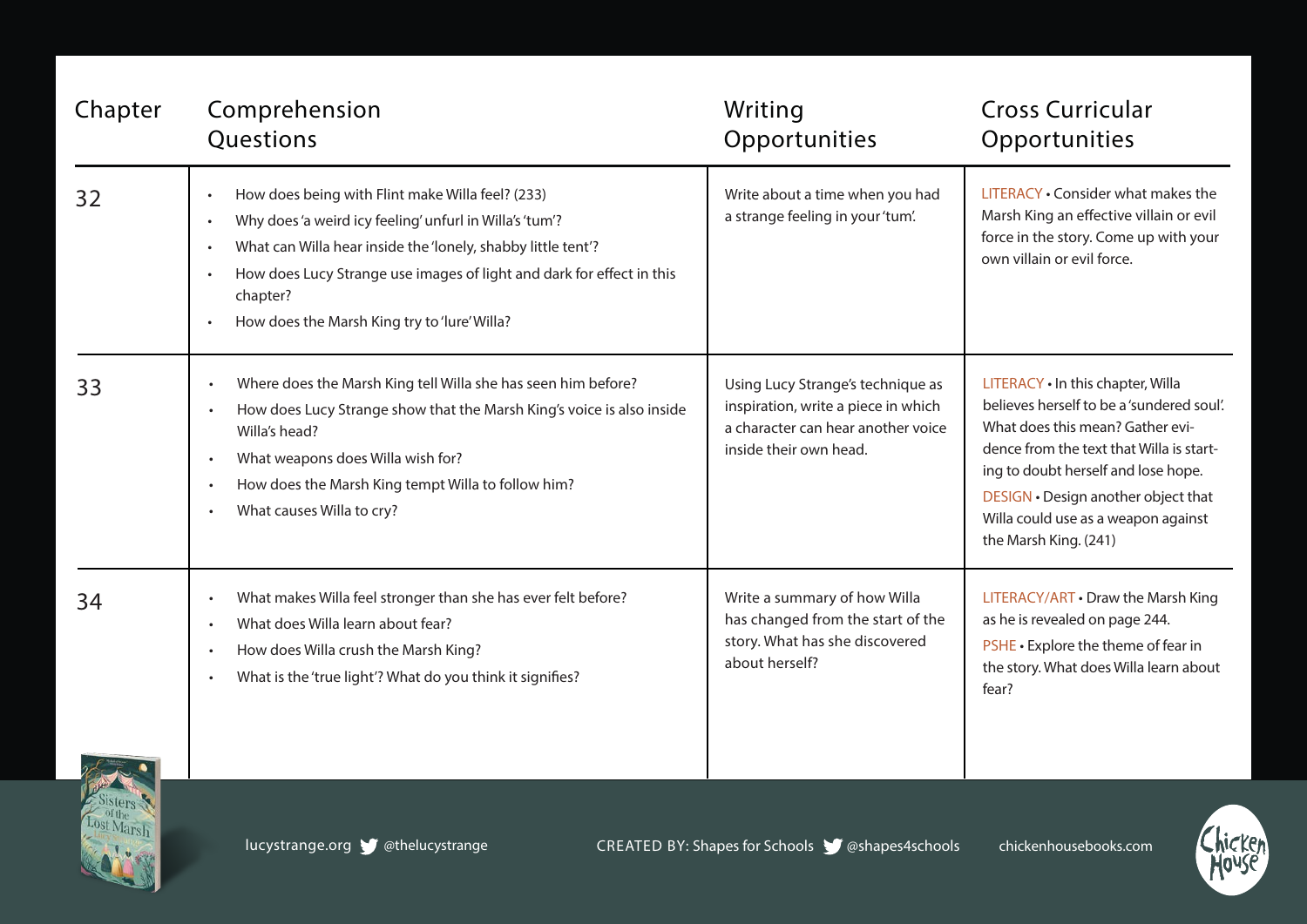| Chapter | Comprehension Questions | Writing Opportunities | Cross Curricular Opportunities |
| --- | --- | --- | --- |
| 32 | • How does being with Flint make Willa feel? (233)<br>• Why does 'a weird icy feeling' unfurl in Willa's 'tum'?<br>• What can Willa hear inside the 'lonely, shabby little tent'?<br>• How does Lucy Strange use images of light and dark for effect in this chapter?<br>• How does the Marsh King try to 'lure' Willa? | Write about a time when you had a strange feeling in your 'tum'. | LITERACY • Consider what makes the Marsh King an effective villain or evil force in the story. Come up with your own villain or evil force. |
| 33 | • Where does the Marsh King tell Willa she has seen him before?<br>• How does Lucy Strange show that the Marsh King's voice is also inside Willa's head?<br>• What weapons does Willa wish for?<br>• How does the Marsh King tempt Willa to follow him?<br>• What causes Willa to cry? | Using Lucy Strange's technique as inspiration, write a piece in which a character can hear another voice inside their own head. | LITERACY • In this chapter, Willa believes herself to be a 'sundered soul'. What does this mean? Gather evidence from the text that Willa is starting to doubt herself and lose hope.<br>DESIGN • Design another object that Willa could use as a weapon against the Marsh King. (241) |
| 34 | • What makes Willa feel stronger than she has ever felt before?<br>• What does Willa learn about fear?<br>• How does Willa crush the Marsh King?<br>• What is the 'true light'? What do you think it signifies? | Write a summary of how Willa has changed from the start of the story. What has she discovered about herself? | LITERACY/ART • Draw the Marsh King as he is revealed on page 244.<br>PSHE • Explore the theme of fear in the story. What does Willa learn about fear? |

lucystrange.org @thelucystrange CREATED BY: Shapes for Schools @shapes4schools chickenhousebooks.com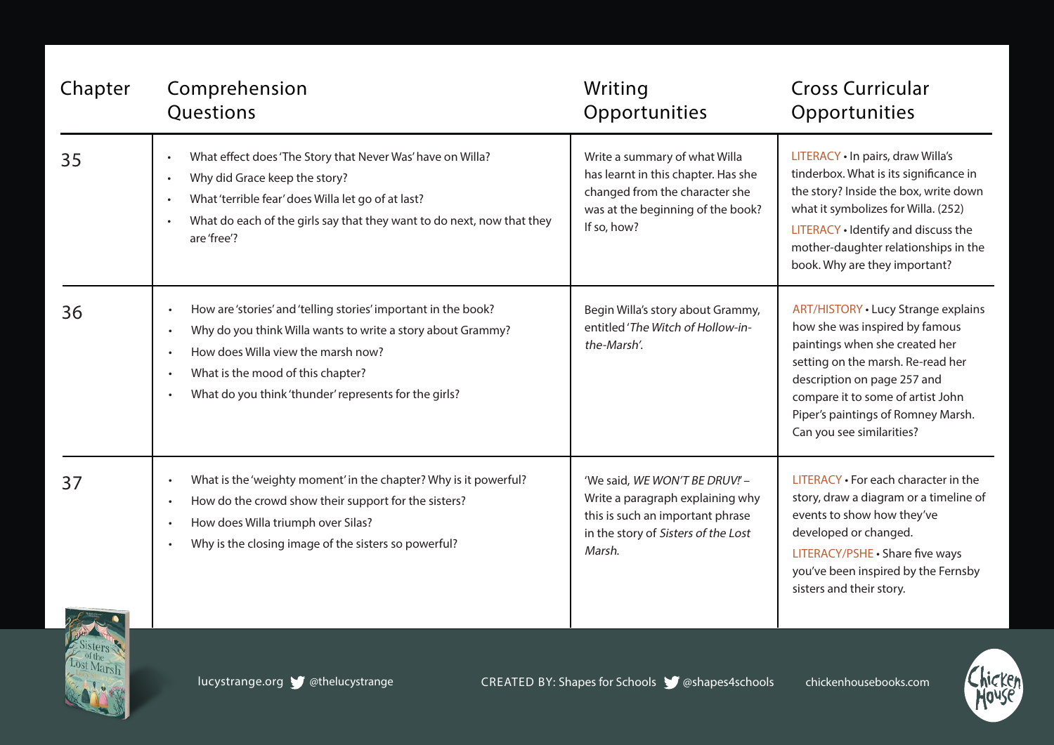| Chapter | Comprehension Questions | Writing Opportunities | Cross Curricular Opportunities |
|---|---|---|---|
| 35 | • What effect does 'The Story that Never Was' have on Willa?<br>• Why did Grace keep the story?<br>• What 'terrible fear' does Willa let go of at last?<br>• What do each of the girls say that they want to do next, now that they are 'free'? | Write a summary of what Willa has learnt in this chapter. Has she changed from the character she was at the beginning of the book? If so, how? | LITERACY • In pairs, draw Willa's tinderbox. What is its significance in the story? Inside the box, write down what it symbolizes for Willa. (252)<br>LITERACY • Identify and discuss the mother-daughter relationships in the book. Why are they important? |
| 36 | • How are 'stories' and 'telling stories' important in the book?<br>• Why do you think Willa wants to write a story about Grammy?<br>• How does Willa view the marsh now?<br>• What is the mood of this chapter?<br>• What do you think 'thunder' represents for the girls? | Begin Willa's story about Grammy, entitled '*The Witch of Hollow-in-the-Marsh*'. | ART/HISTORY • Lucy Strange explains how she was inspired by famous paintings when she created her setting on the marsh. Re-read her description on page 257 and compare it to some of artist John Piper's paintings of Romney Marsh. Can you see similarities? |
| 37 | • What is the 'weighty moment' in the chapter? Why is it powerful?<br>• How do the crowd show their support for the sisters?<br>• How does Willa triumph over Silas?<br>• Why is the closing image of the sisters so powerful? | 'We said, *WE WON'T BE DRUV!*' – Write a paragraph explaining why this is such an important phrase in the story of *Sisters of the Lost Marsh.* | LITERACY • For each character in the story, draw a diagram or a timeline of events to show how they've developed or changed.<br>LITERACY/PSHE • Share five ways you've been inspired by the Fernsby sisters and their story. |

lucystrange.org @thelucystrange CREATED BY: Shapes for Schools @shapes4schools chickenhousebooks.com